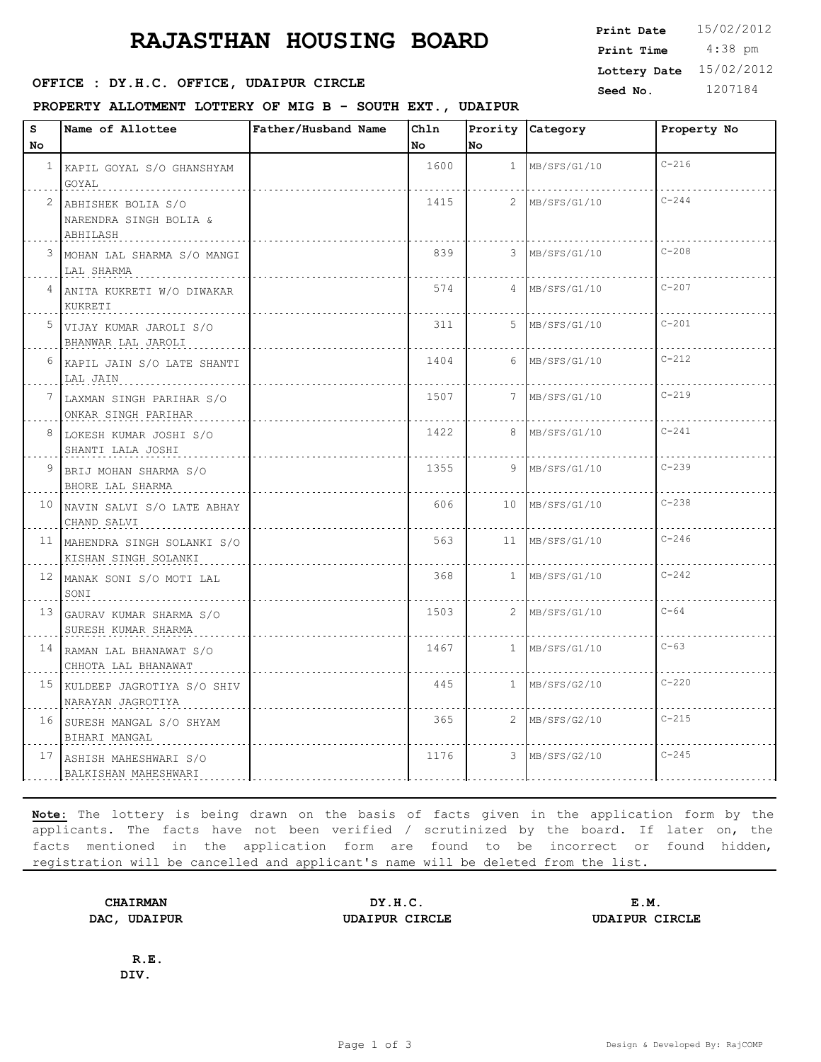# RAJASTHAN HOUSING BOARD

**Print Date** 15/02/2012
**Print Time** 4:38 pm
**Lottery Date** 15/02/2012
**Seed No.** 1207184

**OFFICE : DY.H.C. OFFICE, UDAIPUR CIRCLE**

**PROPERTY ALLOTMENT LOTTERY OF MIG B - SOUTH EXT., UDAIPUR**

| S No | Name of Allottee | Father/Husband Name | Chln No | Prority No | Category | Property No |
|---|---|---|---|---|---|---|
| 1 | KAPIL GOYAL S/O GHANSHYAM GOYAL | | 1600 | 1 | MB/SFS/G1/10 | C-216 |
| 2 | ABHISHEK BOLIA S/O NARENDRA SINGH BOLIA & ABHILASH | | 1415 | 2 | MB/SFS/G1/10 | C-244 |
| 3 | MOHAN LAL SHARMA S/O MANGI LAL SHARMA | | 839 | 3 | MB/SFS/G1/10 | C-208 |
| 4 | ANITA KUKRETI W/O DIWAKAR KUKRETI | | 574 | 4 | MB/SFS/G1/10 | C-207 |
| 5 | VIJAY KUMAR JAROLI S/O BHANWAR LAL JAROLI | | 311 | 5 | MB/SFS/G1/10 | C-201 |
| 6 | KAPIL JAIN S/O LATE SHANTI LAL JAIN | | 1404 | 6 | MB/SFS/G1/10 | C-212 |
| 7 | LAXMAN SINGH PARIHAR S/O ONKAR SINGH PARIHAR | | 1507 | 7 | MB/SFS/G1/10 | C-219 |
| 8 | LOKESH KUMAR JOSHI S/O SHANTI LALA JOSHI | | 1422 | 8 | MB/SFS/G1/10 | C-241 |
| 9 | BRIJ MOHAN SHARMA S/O BHORE LAL SHARMA | | 1355 | 9 | MB/SFS/G1/10 | C-239 |
| 10 | NAVIN SALVI S/O LATE ABHAY CHAND SALVI | | 606 | 10 | MB/SFS/G1/10 | C-238 |
| 11 | MAHENDRA SINGH SOLANKI S/O KISHAN SINGH SOLANKI | | 563 | 11 | MB/SFS/G1/10 | C-246 |
| 12 | MANAK SONI S/O MOTI LAL SONI | | 368 | 1 | MB/SFS/G1/10 | C-242 |
| 13 | GAURAV KUMAR SHARMA S/O SURESH KUMAR SHARMA | | 1503 | 2 | MB/SFS/G1/10 | C-64 |
| 14 | RAMAN LAL BHANAWAT S/O CHHOTA LAL BHANAWAT | | 1467 | 1 | MB/SFS/G1/10 | C-63 |
| 15 | KULDEEP JAGROTIYA S/O SHIV NARAYAN JAGROTIYA | | 445 | 1 | MB/SFS/G2/10 | C-220 |
| 16 | SURESH MANGAL S/O SHYAM BIHARI MANGAL | | 365 | 2 | MB/SFS/G2/10 | C-215 |
| 17 | ASHISH MAHESHWARI S/O BALKISHAN MAHESHWARI | | 1176 | 3 | MB/SFS/G2/10 | C-245 |

**Note:** The lottery is being drawn on the basis of facts given in the application form by the applicants. The facts have not been verified / scrutinized by the board. If later on, the facts mentioned in the application form are found to be incorrect or found hidden, registration will be cancelled and applicant's name will be deleted from the list.

**CHAIRMAN**
**DAC, UDAIPUR**

**DY.H.C.**
**UDAIPUR CIRCLE**

**E.M.**
**UDAIPUR CIRCLE**

**R.E.**
**DIV.**

Design & Developed By: RajCOMP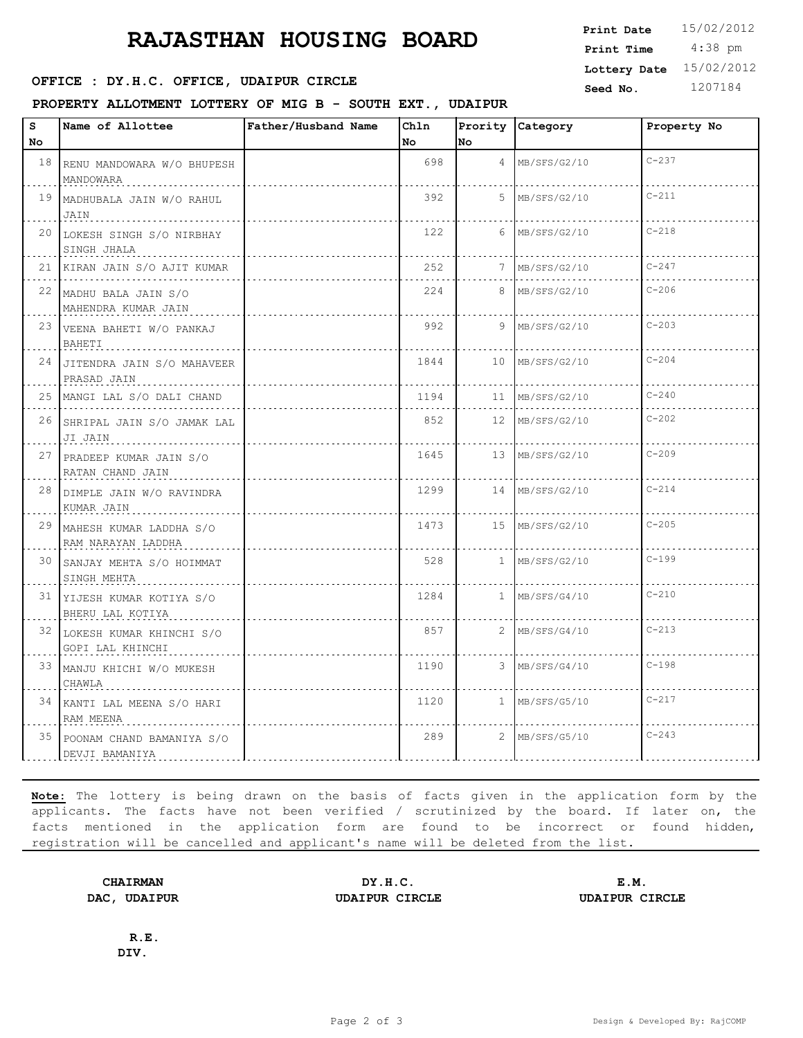# RAJASTHAN HOUSING BOARD

**Print Date** 15/02/2012
**Print Time** 4:38 pm
**Lottery Date** 15/02/2012
**Seed No.** 1207184

**OFFICE : DY.H.C. OFFICE, UDAIPUR CIRCLE**

**PROPERTY ALLOTMENT LOTTERY OF MIG B - SOUTH EXT., UDAIPUR**

| S No | Name of Allottee | Father/Husband Name | Chln No | Prority No | Category | Property No |
|---|---|---|---|---|---|---|
| 18 | RENU MANDOWARA W/O BHUPESH MANDOWARA | | 698 | 4 | MB/SFS/G2/10 | C-237 |
| 19 | MADHUBALA JAIN W/O RAHUL JAIN | | 392 | 5 | MB/SFS/G2/10 | C-211 |
| 20 | LOKESH SINGH S/O NIRBHAY SINGH JHALA | | 122 | 6 | MB/SFS/G2/10 | C-218 |
| 21 | KIRAN JAIN S/O AJIT KUMAR | | 252 | 7 | MB/SFS/G2/10 | C-247 |
| 22 | MADHU BALA JAIN S/O MAHENDRA KUMAR JAIN | | 224 | 8 | MB/SFS/G2/10 | C-206 |
| 23 | VEENA BAHETI W/O PANKAJ BAHETI | | 992 | 9 | MB/SFS/G2/10 | C-203 |
| 24 | JITENDRA JAIN S/O MAHAVEER PRASAD JAIN | | 1844 | 10 | MB/SFS/G2/10 | C-204 |
| 25 | MANGI LAL S/O DALI CHAND | | 1194 | 11 | MB/SFS/G2/10 | C-240 |
| 26 | SHRIPAL JAIN S/O JAMAK LAL JI JAIN | | 852 | 12 | MB/SFS/G2/10 | C-202 |
| 27 | PRADEEP KUMAR JAIN S/O RATAN CHAND JAIN | | 1645 | 13 | MB/SFS/G2/10 | C-209 |
| 28 | DIMPLE JAIN W/O RAVINDRA KUMAR JAIN | | 1299 | 14 | MB/SFS/G2/10 | C-214 |
| 29 | MAHESH KUMAR LADDHA S/O RAM NARAYAN LADDHA | | 1473 | 15 | MB/SFS/G2/10 | C-205 |
| 30 | SANJAY MEHTA S/O HOIMMAT SINGH MEHTA | | 528 | 1 | MB/SFS/G2/10 | C-199 |
| 31 | YIJESH KUMAR KOTIYA S/O BHERU LAL KOTIYA | | 1284 | 1 | MB/SFS/G4/10 | C-210 |
| 32 | LOKESH KUMAR KHINCHI S/O GOPI LAL KHINCHI | | 857 | 2 | MB/SFS/G4/10 | C-213 |
| 33 | MANJU KHICHI W/O MUKESH CHAWLA | | 1190 | 3 | MB/SFS/G4/10 | C-198 |
| 34 | KANTI LAL MEENA S/O HARI RAM MEENA | | 1120 | 1 | MB/SFS/G5/10 | C-217 |
| 35 | POONAM CHAND BAMANIYA S/O DEVJI BAMANIYA | | 289 | 2 | MB/SFS/G5/10 | C-243 |

**Note:** The lottery is being drawn on the basis of facts given in the application form by the applicants. The facts have not been verified / scrutinized by the board. If later on, the facts mentioned in the application form are found to be incorrect or found hidden, registration will be cancelled and applicant's name will be deleted from the list.

**CHAIRMAN**
**DAC, UDAIPUR**

**DY.H.C.**
**UDAIPUR CIRCLE**

**E.M.**
**UDAIPUR CIRCLE**

**R.E.**
**DIV.**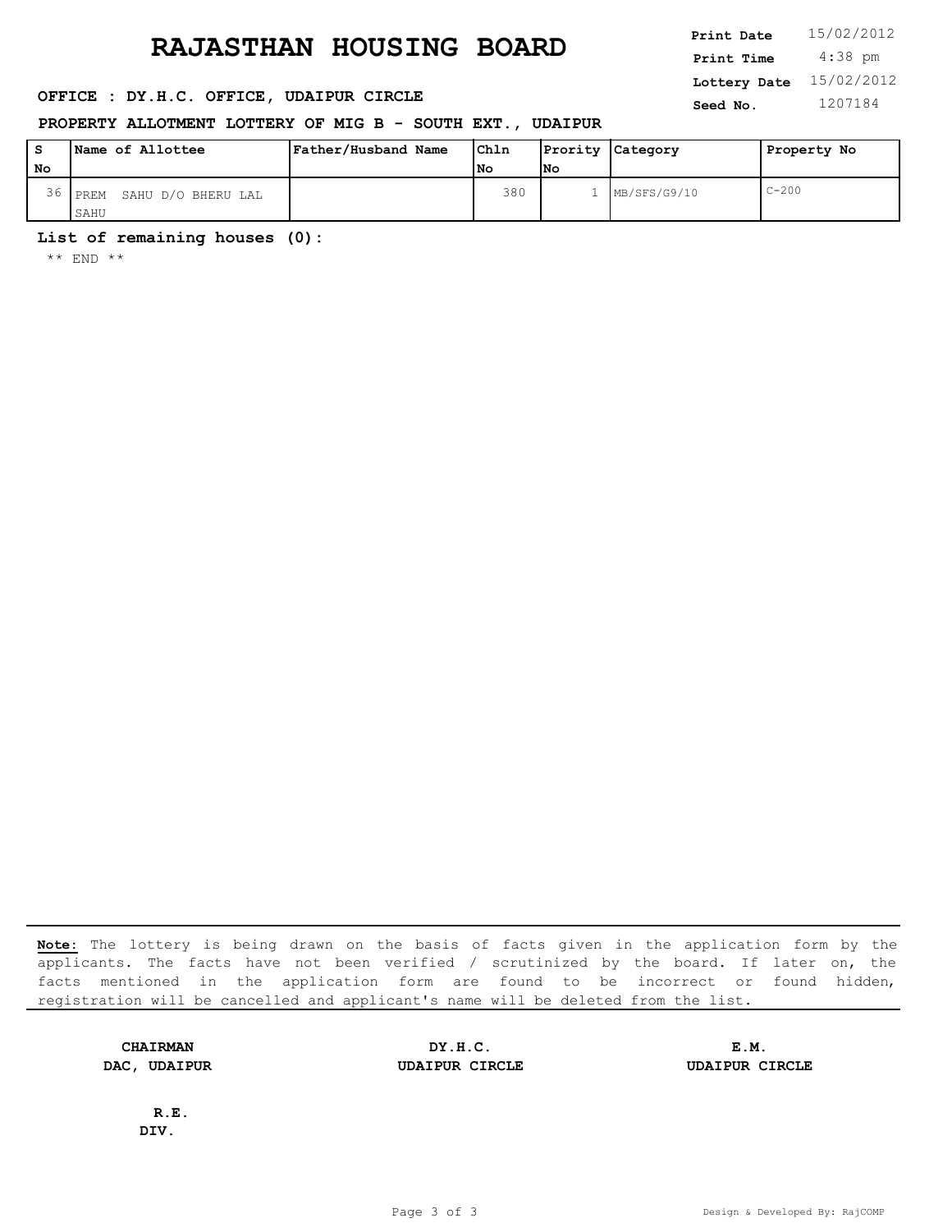# RAJASTHAN HOUSING BOARD

**Print Date** 15/02/2012
**Print Time** 4:38 pm
**Lottery Date** 15/02/2012
**Seed No.** 1207184

**OFFICE : DY.H.C. OFFICE, UDAIPUR CIRCLE**

**PROPERTY ALLOTMENT LOTTERY OF MIG B - SOUTH EXT., UDAIPUR**

| S No | Name of Allottee | Father/Husband Name | Chln No | Prority No | Category | Property No |
|---|---|---|---|---|---|---|
| 36 | PREM SAHU D/O BHERU LAL SAHU | | 380 | 1 | MB/SFS/G9/10 | C-200 |

**List of remaining houses (0):**

** END **

**Note:** The lottery is being drawn on the basis of facts given in the application form by the applicants. The facts have not been verified / scrutinized by the board. If later on, the facts mentioned in the application form are found to be incorrect or found hidden, registration will be cancelled and applicant's name will be deleted from the list.

**CHAIRMAN**
**DAC, UDAIPUR**

**DY.H.C.**
**UDAIPUR CIRCLE**

**E.M.**
**UDAIPUR CIRCLE**

**R.E.**
**DIV.**

Design & Developed By: RajCOMP